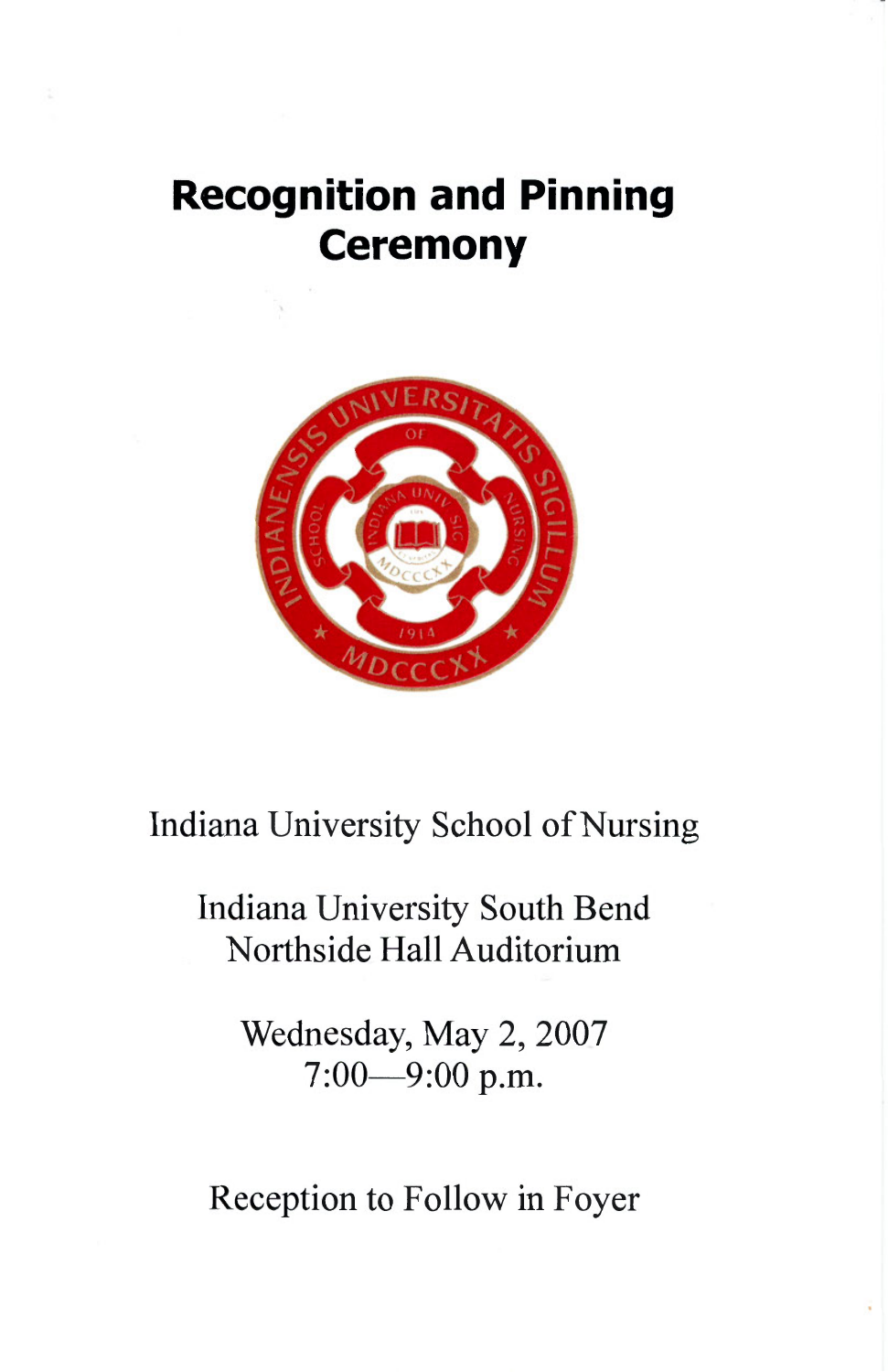# Recognition and Pinning Ceremony

Indiana University School of Nursing

Indiana University South Bend
Northside Hall Auditorium

Wednesday, May 2, 2007
7:00—9:00 p.m.

Reception to Follow in Foyer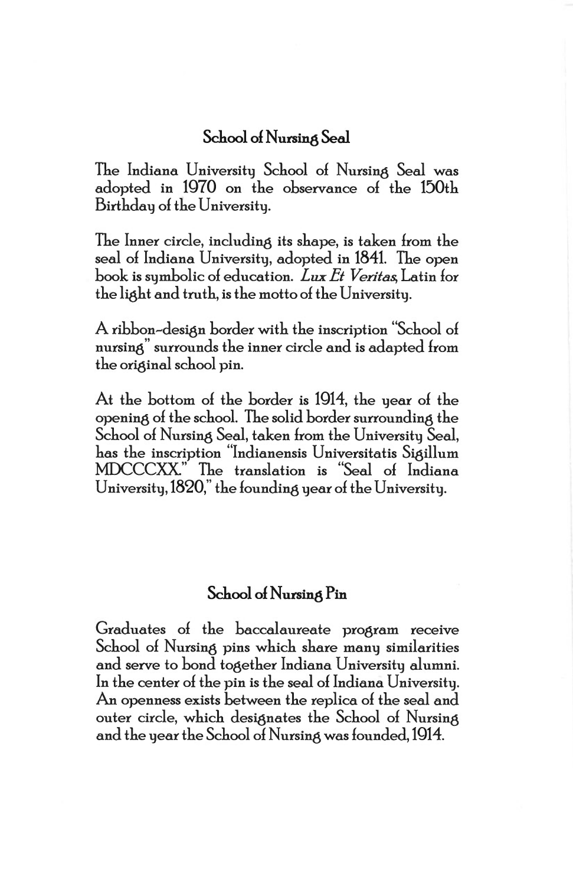## School of Nursing Seal

The Indiana University School of Nursing Seal was adopted in 1970 on the observance of the 150th Birthday of the University.

The Inner circle, including its shape, is taken from the seal of Indiana University, adopted in 1841. The open book is symbolic of education. *Lux Et Veritas*, Latin for the light and truth, is the motto of the University.

A ribbon-design border with the inscription "School of nursing" surrounds the inner circle and is adapted from the original school pin.

At the bottom of the border is 1914, the year of the opening of the school. The solid border surrounding the School of Nursing Seal, taken from the University Seal, has the inscription "Indianensis Universitatis Sigillum MDCCCXX." The translation is "Seal of Indiana University, 1820," the founding year of the University.

## School of Nursing Pin

Graduates of the baccalaureate program receive School of Nursing pins which share many similarities and serve to bond together Indiana University alumni. In the center of the pin is the seal of Indiana University. An openness exists between the replica of the seal and outer circle, which designates the School of Nursing and the year the School of Nursing was founded, 1914.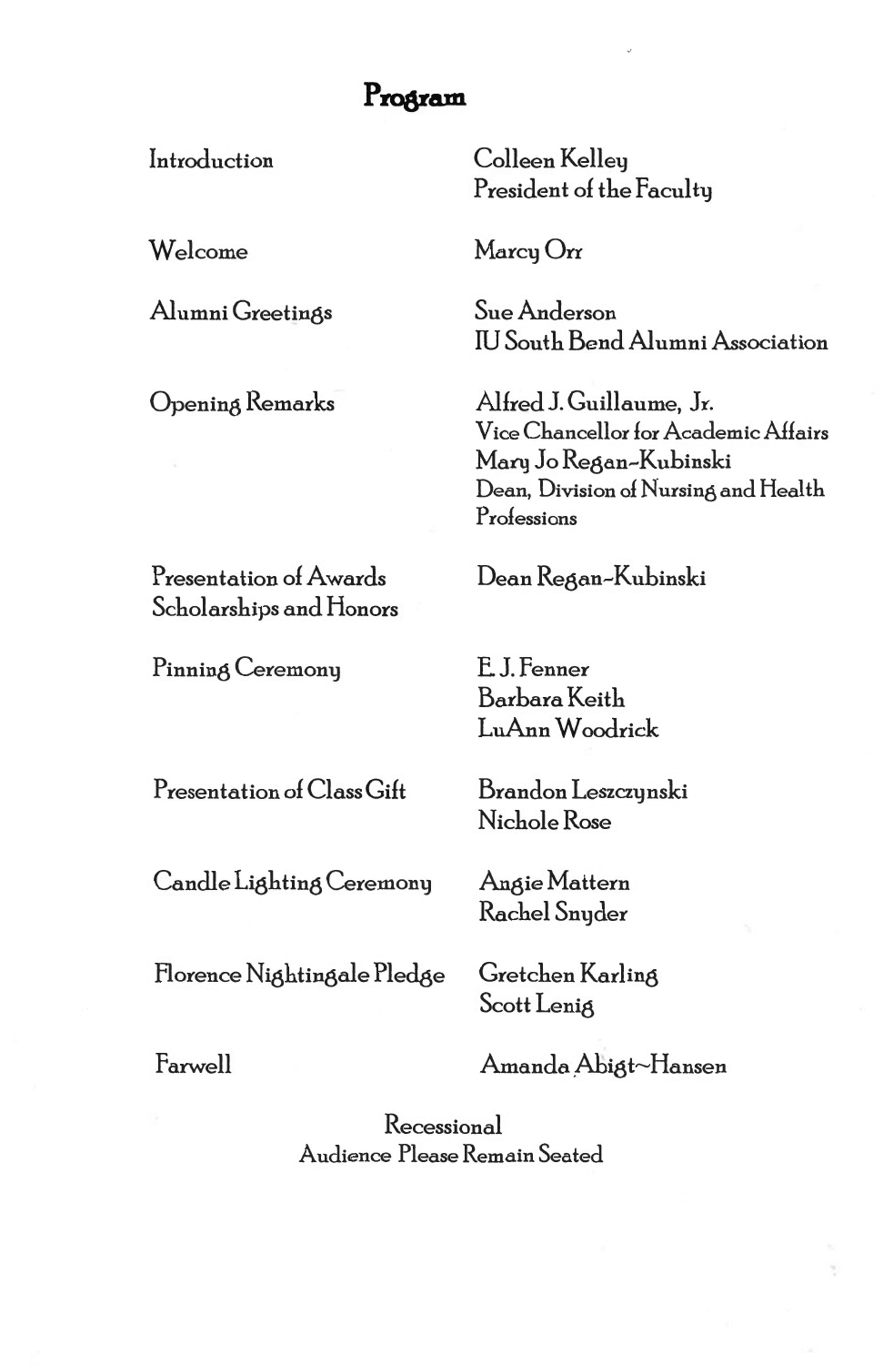# Program

| | |
|---|---|
| Introduction | Colleen Kelley<br>President of the Faculty |
| Welcome | Marcy Orr |
| Alumni Greetings | Sue Anderson<br>IU South Bend Alumni Association |
| Opening Remarks | Alfred J. Guillaume, Jr.<br>Vice Chancellor for Academic Affairs<br>Mary Jo Regan-Kubinski<br>Dean, Division of Nursing and Health Professions |
| Presentation of Awards<br>Scholarships and Honors | Dean Regan-Kubinski |
| Pinning Ceremony | E. J. Fenner<br>Barbara Keith<br>LuAnn Woodrick |
| Presentation of Class Gift | Brandon Leszczynski<br>Nichole Rose |
| Candle Lighting Ceremony | Angie Mattern<br>Rachel Snyder |
| Florence Nightingale Pledge | Gretchen Karling<br>Scott Lenig |
| Farwell | Amanda Abigt~Hansen |

Recessional
Audience Please Remain Seated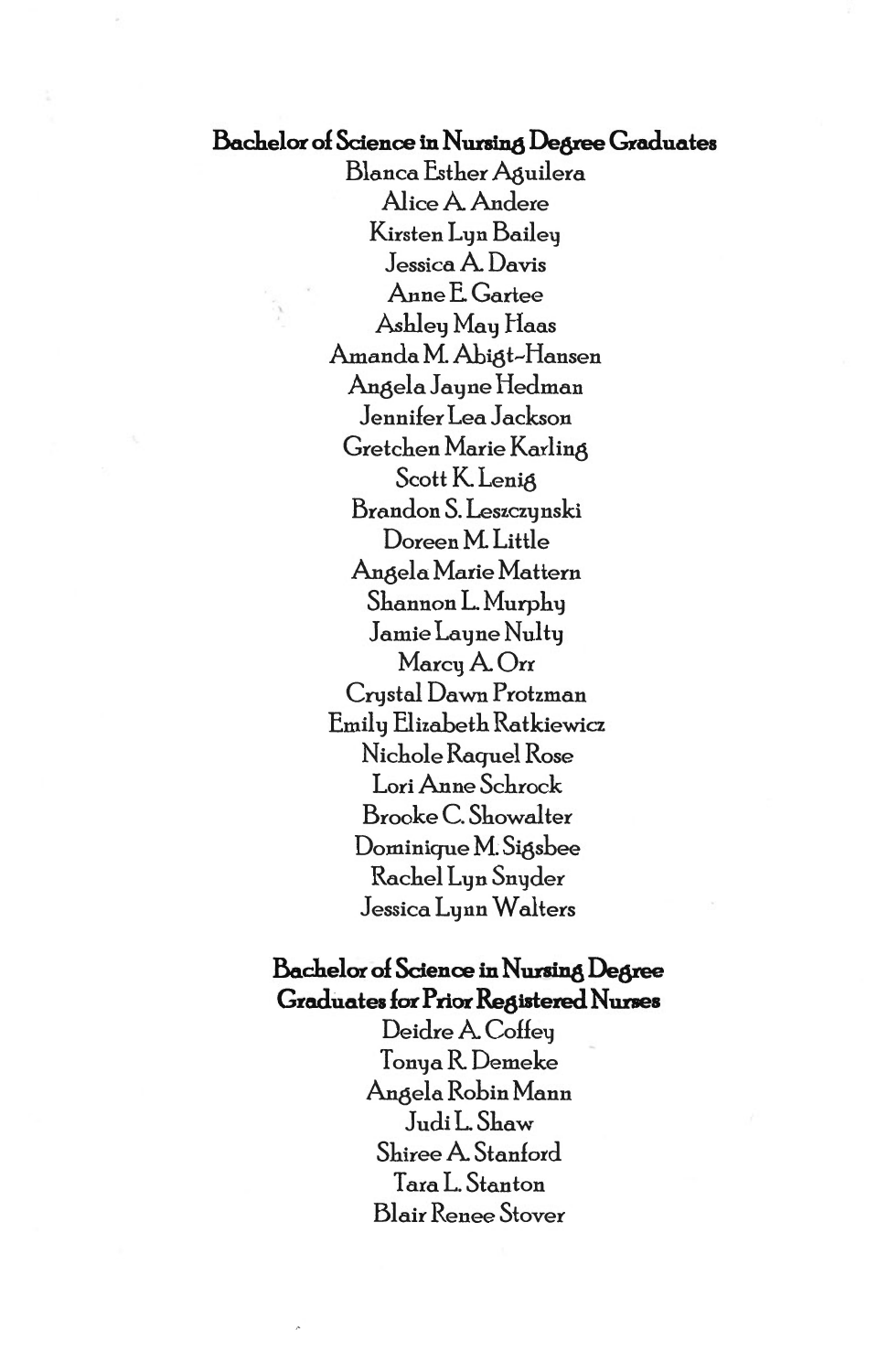**Bachelor of Science in Nursing Degree Graduates**

Blanca Esther Aguilera
Alice A. Andere
Kirsten Lyn Bailey
Jessica A. Davis
Anne E. Gartee
Ashley May Haas
Amanda M. Abigt-Hansen
Angela Jayne Hedman
Jennifer Lea Jackson
Gretchen Marie Karling
Scott K. Lenig
Brandon S. Leszczynski
Doreen M. Little
Angela Marie Mattern
Shannon L. Murphy
Jamie Layne Nulty
Marcy A. Orr
Crystal Dawn Protzman
Emily Elizabeth Ratkiewicz
Nichole Raquel Rose
Lori Anne Schrock
Brooke C. Showalter
Dominique M. Sigsbee
Rachel Lyn Snyder
Jessica Lynn Walters

**Bachelor of Science in Nursing Degree Graduates for Prior Registered Nurses**

Deidre A. Coffey
Tonya R. Demeke
Angela Robin Mann
Judi L. Shaw
Shiree A. Stanford
Tara L. Stanton
Blair Renee Stover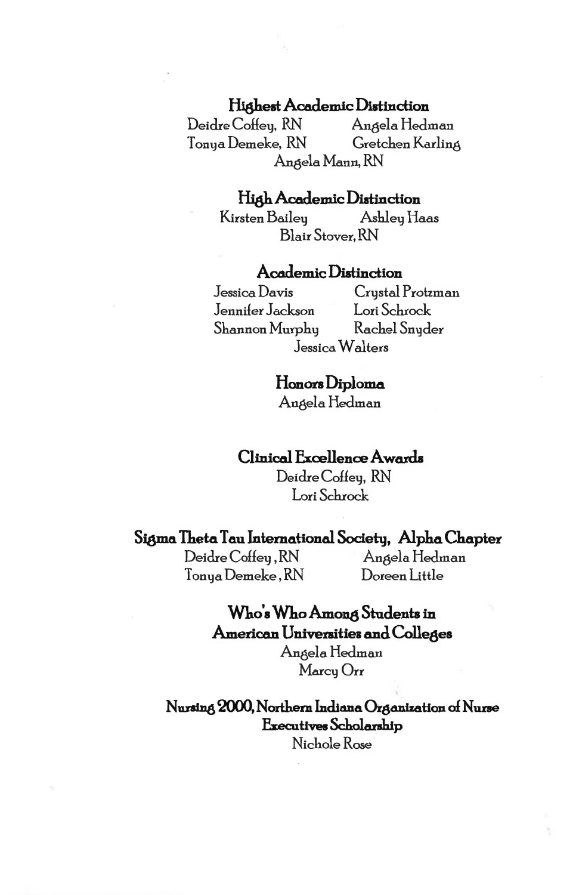## Highest Academic Distinction

Deidre Coffey, RN
Angela Hedman
Tonya Demeke, RN
Gretchen Karling
Angela Mann, RN

## High Academic Distinction

Kirsten Bailey
Ashley Haas
Blair Stover, RN

## Academic Distinction

Jessica Davis
Crystal Protzman
Jennifer Jackson
Lori Schrock
Shannon Murphy
Rachel Snyder
Jessica Walters

## Honors Diploma

Angela Hedman

## Clinical Excellence Awards

Deidre Coffey, RN
Lori Schrock

## Sigma Theta Tau International Society, Alpha Chapter

Deidre Coffey, RN
Angela Hedman
Tonya Demeke, RN
Doreen Little

## Who's Who Among Students in American Universities and Colleges

Angela Hedman
Marcy Orr

## Nursing 2000, Northern Indiana Organization of Nurse Executives Scholarship

Nichole Rose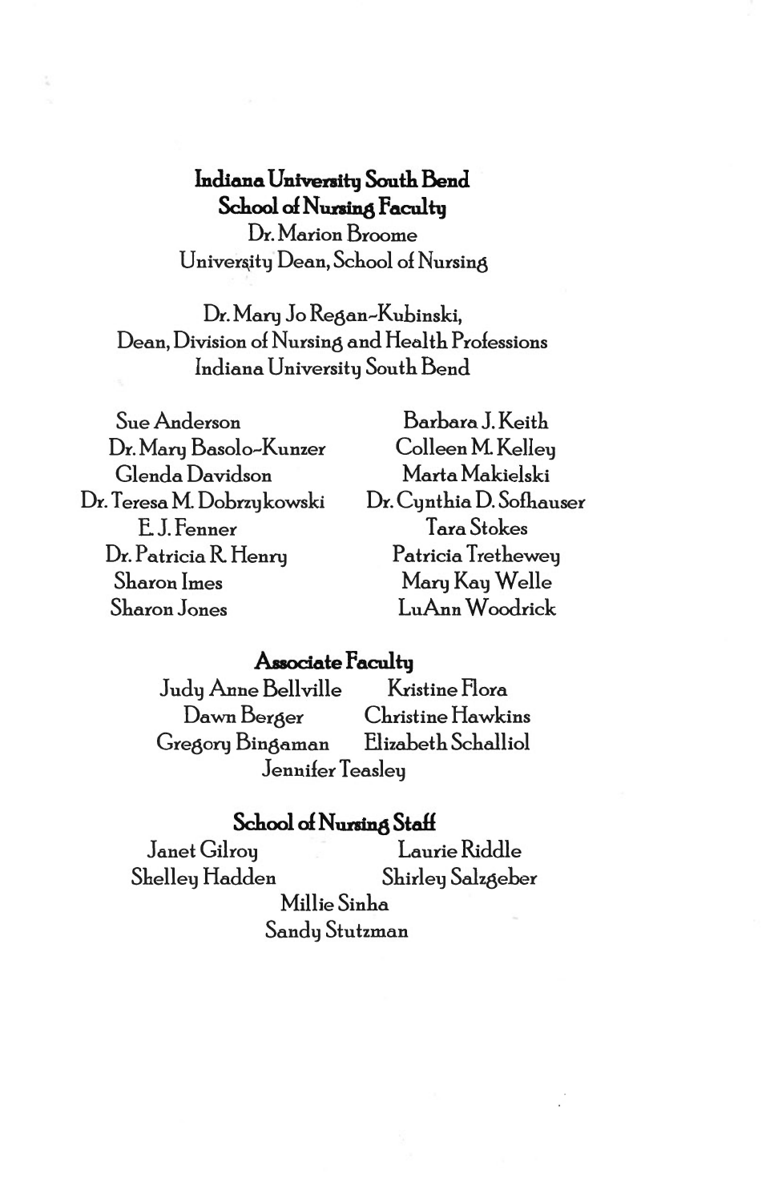## Indiana University South Bend
## School of Nursing Faculty

Dr. Marion Broome
University Dean, School of Nursing

Dr. Mary Jo Regan-Kubinski,
Dean, Division of Nursing and Health Professions
Indiana University South Bend

Sue Anderson
Dr. Mary Basolo-Kunzer
Glenda Davidson
Dr. Teresa M. Dobrzykowski
E. J. Fenner
Dr. Patricia R. Henry
Sharon Imes
Sharon Jones
Barbara J. Keith
Colleen M. Kelley
Marta Makielski
Dr. Cynthia D. Sofhauser
Tara Stokes
Patricia Trethewey
Mary Kay Welle
LuAnn Woodrick

### Associate Faculty

Judy Anne Bellville
Dawn Berger
Gregory Bingaman
Kristine Flora
Christine Hawkins
Elizabeth Schalliol
Jennifer Teasley

### School of Nursing Staff

Janet Gilroy
Shelley Hadden
Laurie Riddle
Shirley Salzgeber
Millie Sinha
Sandy Stutzman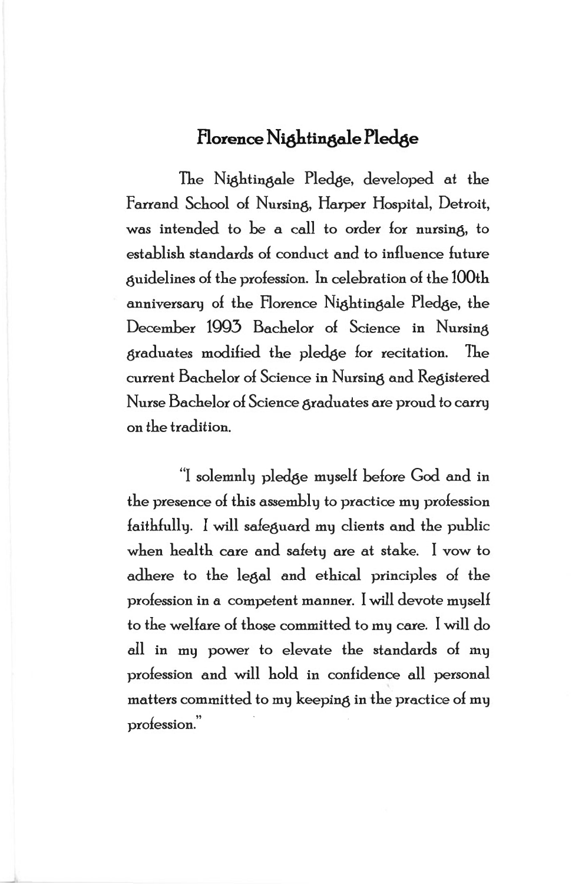## Florence Nightingale Pledge

The Nightingale Pledge, developed at the Farrand School of Nursing, Harper Hospital, Detroit, was intended to be a call to order for nursing, to establish standards of conduct and to influence future guidelines of the profession. In celebration of the 100th anniversary of the Florence Nightingale Pledge, the December 1993 Bachelor of Science in Nursing graduates modified the pledge for recitation. The current Bachelor of Science in Nursing and Registered Nurse Bachelor of Science graduates are proud to carry on the tradition.

"I solemnly pledge myself before God and in the presence of this assembly to practice my profession faithfully. I will safeguard my clients and the public when health care and safety are at stake. I vow to adhere to the legal and ethical principles of the profession in a competent manner. I will devote myself to the welfare of those committed to my care. I will do all in my power to elevate the standards of my profession and will hold in confidence all personal matters committed to my keeping in the practice of my profession."